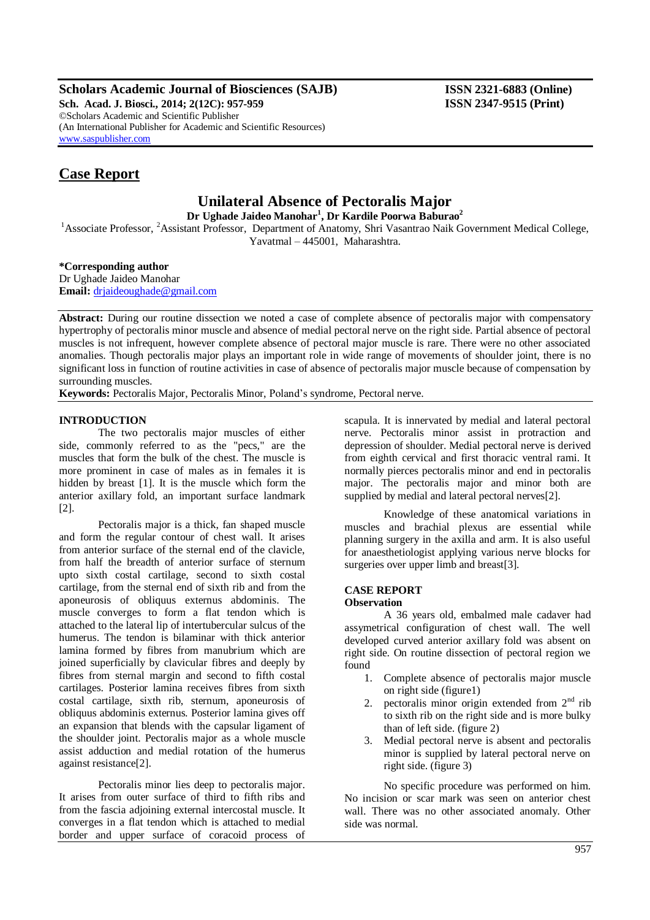## Case Report

# Unilateral Absence of Pectoralis Major

**Dr Ughade Jaideo Manohar[1], Dr Kardile Poorwa Baburao[2]**

[1]Associate Professor, [2]Assistant Professor, Department of Anatomy, Shri Vasantrao Naik Government Medical College, Yavatmal – 445001, Maharashtra.

**\*Corresponding author**
Dr Ughade Jaideo Manohar
**Email:** drjaideoughade@gmail.com

**Abstract:** During our routine dissection we noted a case of complete absence of pectoralis major with compensatory hypertrophy of pectoralis minor muscle and absence of medial pectoral nerve on the right side. Partial absence of pectoral muscles is not infrequent, however complete absence of pectoral major muscle is rare. There were no other associated anomalies. Though pectoralis major plays an important role in wide range of movements of shoulder joint, there is no significant loss in function of routine activities in case of absence of pectoralis major muscle because of compensation by surrounding muscles.

**Keywords:** Pectoralis Major, Pectoralis Minor, Poland's syndrome, Pectoral nerve.

## INTRODUCTION

The two pectoralis major muscles of either side, commonly referred to as the "pecs," are the muscles that form the bulk of the chest. The muscle is more prominent in case of males as in females it is hidden by breast [1]. It is the muscle which form the anterior axillary fold, an important surface landmark [2].

Pectoralis major is a thick, fan shaped muscle and form the regular contour of chest wall. It arises from anterior surface of the sternal end of the clavicle, from half the breadth of anterior surface of sternum upto sixth costal cartilage, second to sixth costal cartilage, from the sternal end of sixth rib and from the aponeurosis of obliquus externus abdominis. The muscle converges to form a flat tendon which is attached to the lateral lip of intertubercular sulcus of the humerus. The tendon is bilaminar with thick anterior lamina formed by fibres from manubrium which are joined superficially by clavicular fibres and deeply by fibres from sternal margin and second to fifth costal cartilages. Posterior lamina receives fibres from sixth costal cartilage, sixth rib, sternum, aponeurosis of obliquus abdominis externus. Posterior lamina gives off an expansion that blends with the capsular ligament of the shoulder joint. Pectoralis major as a whole muscle assist adduction and medial rotation of the humerus against resistance[2].

Pectoralis minor lies deep to pectoralis major. It arises from outer surface of third to fifth ribs and from the fascia adjoining external intercostal muscle. It converges in a flat tendon which is attached to medial border and upper surface of coracoid process of scapula. It is innervated by medial and lateral pectoral nerve. Pectoralis minor assist in protraction and depression of shoulder. Medial pectoral nerve is derived from eighth cervical and first thoracic ventral rami. It normally pierces pectoralis minor and end in pectoralis major. The pectoralis major and minor both are supplied by medial and lateral pectoral nerves[2].

Knowledge of these anatomical variations in muscles and brachial plexus are essential while planning surgery in the axilla and arm. It is also useful for anaesthetiologist applying various nerve blocks for surgeries over upper limb and breast[3].

## CASE REPORT

### Observation

A 36 years old, embalmed male cadaver had assymetrical configuration of chest wall. The well developed curved anterior axillary fold was absent on right side. On routine dissection of pectoral region we found

1. Complete absence of pectoralis major muscle on right side (figure1)
2. pectoralis minor origin extended from 2nd rib to sixth rib on the right side and is more bulky than of left side. (figure 2)
3. Medial pectoral nerve is absent and pectoralis minor is supplied by lateral pectoral nerve on right side. (figure 3)

No specific procedure was performed on him. No incision or scar mark was seen on anterior chest wall. There was no other associated anomaly. Other side was normal.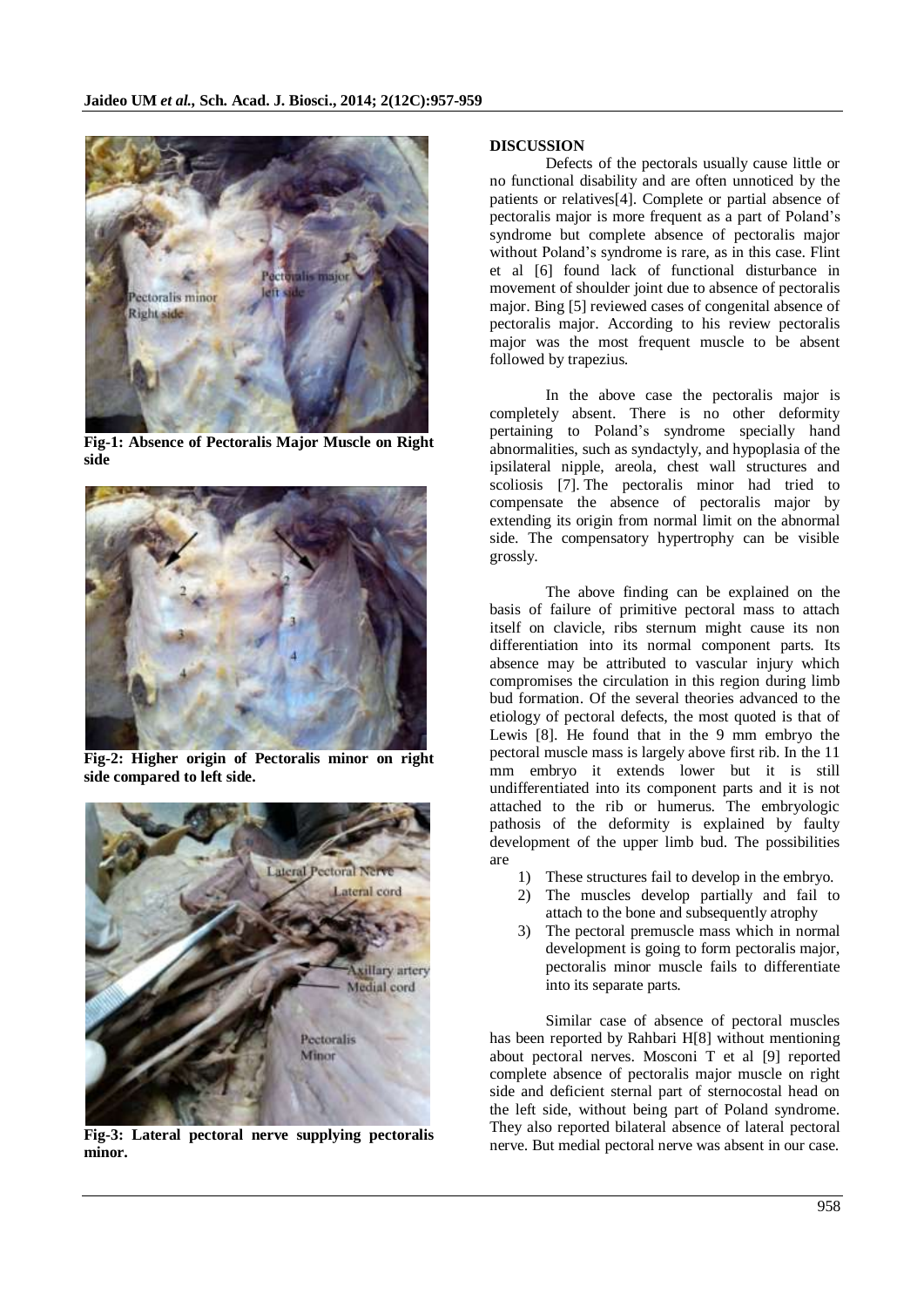Fig-1: Absence of Pectoralis Major Muscle on Right side

Fig-2: Higher origin of Pectoralis minor on right side compared to left side.

Fig-3: Lateral pectoral nerve supplying pectoralis minor.

**DISCUSSION**

Defects of the pectorals usually cause little or no functional disability and are often unnoticed by the patients or relatives[4]. Complete or partial absence of pectoralis major is more frequent as a part of Poland's syndrome but complete absence of pectoralis major without Poland's syndrome is rare, as in this case. Flint et al [6] found lack of functional disturbance in movement of shoulder joint due to absence of pectoralis major. Bing [5] reviewed cases of congenital absence of pectoralis major. According to his review pectoralis major was the most frequent muscle to be absent followed by trapezius.

In the above case the pectoralis major is completely absent. There is no other deformity pertaining to Poland's syndrome specially hand abnormalities, such as syndactyly, and hypoplasia of the ipsilateral nipple, areola, chest wall structures and scoliosis [7]. The pectoralis minor had tried to compensate the absence of pectoralis major by extending its origin from normal limit on the abnormal side. The compensatory hypertrophy can be visible grossly.

The above finding can be explained on the basis of failure of primitive pectoral mass to attach itself on clavicle, ribs sternum might cause its non differentiation into its normal component parts. Its absence may be attributed to vascular injury which compromises the circulation in this region during limb bud formation. Of the several theories advanced to the etiology of pectoral defects, the most quoted is that of Lewis [8]. He found that in the 9 mm embryo the pectoral muscle mass is largely above first rib. In the 11 mm embryo it extends lower but it is still undifferentiated into its component parts and it is not attached to the rib or humerus. The embryologic pathosis of the deformity is explained by faulty development of the upper limb bud. The possibilities are

1) These structures fail to develop in the embryo.
2) The muscles develop partially and fail to attach to the bone and subsequently atrophy
3) The pectoral premuscle mass which in normal development is going to form pectoralis major, pectoralis minor muscle fails to differentiate into its separate parts.

Similar case of absence of pectoral muscles has been reported by Rahbari H[8] without mentioning about pectoral nerves. Mosconi T et al [9] reported complete absence of pectoralis major muscle on right side and deficient sternal part of sternocostal head on the left side, without being part of Poland syndrome. They also reported bilateral absence of lateral pectoral nerve. But medial pectoral nerve was absent in our case.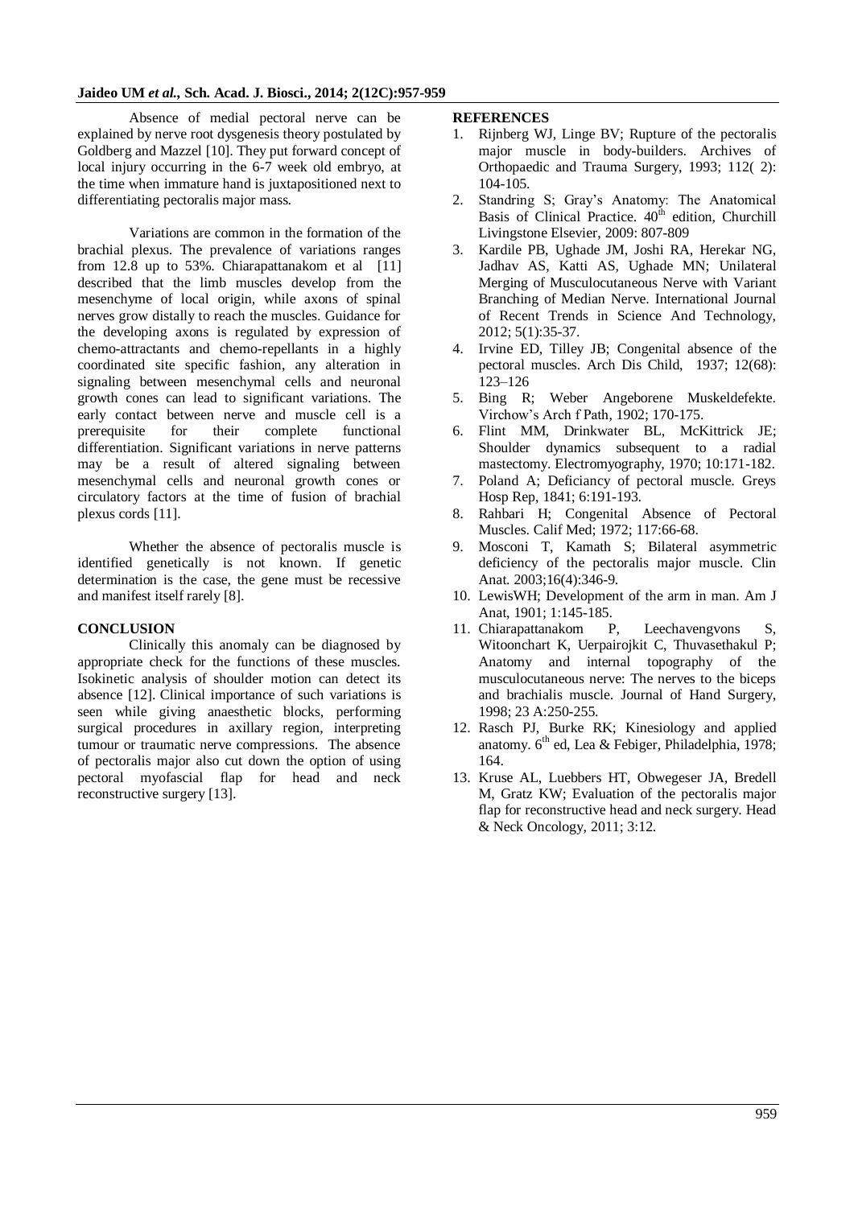Absence of medial pectoral nerve can be explained by nerve root dysgenesis theory postulated by Goldberg and Mazzel [10]. They put forward concept of local injury occurring in the 6-7 week old embryo, at the time when immature hand is juxtapositioned next to differentiating pectoralis major mass.

Variations are common in the formation of the brachial plexus. The prevalence of variations ranges from 12.8 up to 53%. Chiarapattanakom et al [11] described that the limb muscles develop from the mesenchyme of local origin, while axons of spinal nerves grow distally to reach the muscles. Guidance for the developing axons is regulated by expression of chemo-attractants and chemo-repellants in a highly coordinated site specific fashion, any alteration in signaling between mesenchymal cells and neuronal growth cones can lead to significant variations. The early contact between nerve and muscle cell is a prerequisite for their complete functional differentiation. Significant variations in nerve patterns may be a result of altered signaling between mesenchymal cells and neuronal growth cones or circulatory factors at the time of fusion of brachial plexus cords [11].

Whether the absence of pectoralis muscle is identified genetically is not known. If genetic determination is the case, the gene must be recessive and manifest itself rarely [8].

## CONCLUSION

Clinically this anomaly can be diagnosed by appropriate check for the functions of these muscles. Isokinetic analysis of shoulder motion can detect its absence [12]. Clinical importance of such variations is seen while giving anaesthetic blocks, performing surgical procedures in axillary region, interpreting tumour or traumatic nerve compressions. The absence of pectoralis major also cut down the option of using pectoral myofascial flap for head and neck reconstructive surgery [13].

## REFERENCES

1. Rijnberg WJ, Linge BV; Rupture of the pectoralis major muscle in body-builders. Archives of Orthopaedic and Trauma Surgery, 1993; 112( 2): 104-105.
2. Standring S; Gray's Anatomy: The Anatomical Basis of Clinical Practice. 40th edition, Churchill Livingstone Elsevier, 2009: 807-809
3. Kardile PB, Ughade JM, Joshi RA, Herekar NG, Jadhav AS, Katti AS, Ughade MN; Unilateral Merging of Musculocutaneous Nerve with Variant Branching of Median Nerve. International Journal of Recent Trends in Science And Technology, 2012; 5(1):35-37.
4. Irvine ED, Tilley JB; Congenital absence of the pectoral muscles. Arch Dis Child, 1937; 12(68): 123–126
5. Bing R; Weber Angeborene Muskeldefekte. Virchow's Arch f Path, 1902; 170-175.
6. Flint MM, Drinkwater BL, McKittrick JE; Shoulder dynamics subsequent to a radial mastectomy. Electromyography, 1970; 10:171-182.
7. Poland A; Deficiancy of pectoral muscle. Greys Hosp Rep, 1841; 6:191-193.
8. Rahbari H; Congenital Absence of Pectoral Muscles. Calif Med; 1972; 117:66-68.
9. Mosconi T, Kamath S; Bilateral asymmetric deficiency of the pectoralis major muscle. Clin Anat. 2003;16(4):346-9.
10. LewisWH; Development of the arm in man. Am J Anat, 1901; 1:145-185.
11. Chiarapattanakom P, Leechavengvons S, Witoonchart K, Uerpairojkit C, Thuvasethakul P; Anatomy and internal topography of the musculocutaneous nerve: The nerves to the biceps and brachialis muscle. Journal of Hand Surgery, 1998; 23 A:250-255.
12. Rasch PJ, Burke RK; Kinesiology and applied anatomy. 6th ed, Lea & Febiger, Philadelphia, 1978; 164.
13. Kruse AL, Luebbers HT, Obwegeser JA, Bredell M, Gratz KW; Evaluation of the pectoralis major flap for reconstructive head and neck surgery. Head & Neck Oncology, 2011; 3:12.